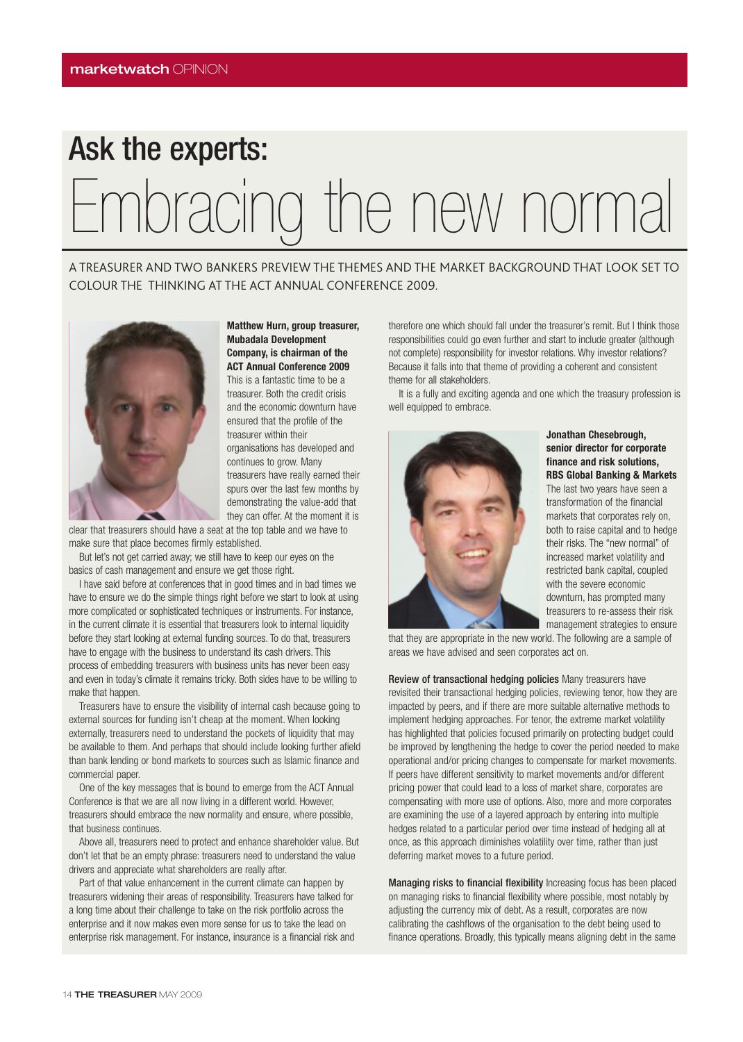# Ask the experts: Embracing the new normal

A TREASURER AND TWO BANKERS PREVIEW THE THEMES AND THE MARKET BACKGROUND THAT LOOK SET TO COLOUR THE THINKING AT THE ACT ANNUAL CONFERENCE 2009.

**Matthew Hurn, group treasurer, Mubadala Development Company, is chairman of the ACT Annual Conference 2009**

This is a fantastic time to be a treasurer. Both the credit crisis and the economic downturn have ensured that the profile of the treasurer within their organisations has developed and continues to grow. Many treasurers have really earned their spurs over the last few months by demonstrating the value-add that they can offer. At the moment it is clear that treasurers should have a seat at the top table and we have to make sure that place becomes firmly established.

But let's not get carried away; we still have to keep our eyes on the basics of cash management and ensure we get those right.

I have said before at conferences that in good times and in bad times we have to ensure we do the simple things right before we start to look at using more complicated or sophisticated techniques or instruments. For instance, in the current climate it is essential that treasurers look to internal liquidity before they start looking at external funding sources. To do that, treasurers have to engage with the business to understand its cash drivers. This process of embedding treasurers with business units has never been easy and even in today's climate it remains tricky. Both sides have to be willing to make that happen.

Treasurers have to ensure the visibility of internal cash because going to external sources for funding isn't cheap at the moment. When looking externally, treasurers need to understand the pockets of liquidity that may be available to them. And perhaps that should include looking further afield than bank lending or bond markets to sources such as Islamic finance and commercial paper.

One of the key messages that is bound to emerge from the ACT Annual Conference is that we are all now living in a different world. However, treasurers should embrace the new normality and ensure, where possible, that business continues.

Above all, treasurers need to protect and enhance shareholder value. But don't let that be an empty phrase: treasurers need to understand the value drivers and appreciate what shareholders are really after.

Part of that value enhancement in the current climate can happen by treasurers widening their areas of responsibility. Treasurers have talked for a long time about their challenge to take on the risk portfolio across the enterprise and it now makes even more sense for us to take the lead on enterprise risk management. For instance, insurance is a financial risk and therefore one which should fall under the treasurer's remit. But I think those responsibilities could go even further and start to include greater (although not complete) responsibility for investor relations. Why investor relations? Because it falls into that theme of providing a coherent and consistent theme for all stakeholders.

It is a fully and exciting agenda and one which the treasury profession is well equipped to embrace.

**Jonathan Chesebrough, senior director for corporate finance and risk solutions, RBS Global Banking & Markets**

The last two years have seen a transformation of the financial markets that corporates rely on, both to raise capital and to hedge their risks. The "new normal" of increased market volatility and restricted bank capital, coupled with the severe economic downturn, has prompted many treasurers to re-assess their risk management strategies to ensure that they are appropriate in the new world. The following are a sample of areas we have advised and seen corporates act on.

**Review of transactional hedging policies** Many treasurers have revisited their transactional hedging policies, reviewing tenor, how they are impacted by peers, and if there are more suitable alternative methods to implement hedging approaches. For tenor, the extreme market volatility has highlighted that policies focused primarily on protecting budget could be improved by lengthening the hedge to cover the period needed to make operational and/or pricing changes to compensate for market movements. If peers have different sensitivity to market movements and/or different pricing power that could lead to a loss of market share, corporates are compensating with more use of options. Also, more and more corporates are examining the use of a layered approach by entering into multiple hedges related to a particular period over time instead of hedging all at once, as this approach diminishes volatility over time, rather than just deferring market moves to a future period.

**Managing risks to financial flexibility** Increasing focus has been placed on managing risks to financial flexibility where possible, most notably by adjusting the currency mix of debt. As a result, corporates are now calibrating the cashflows of the organisation to the debt being used to finance operations. Broadly, this typically means aligning debt in the same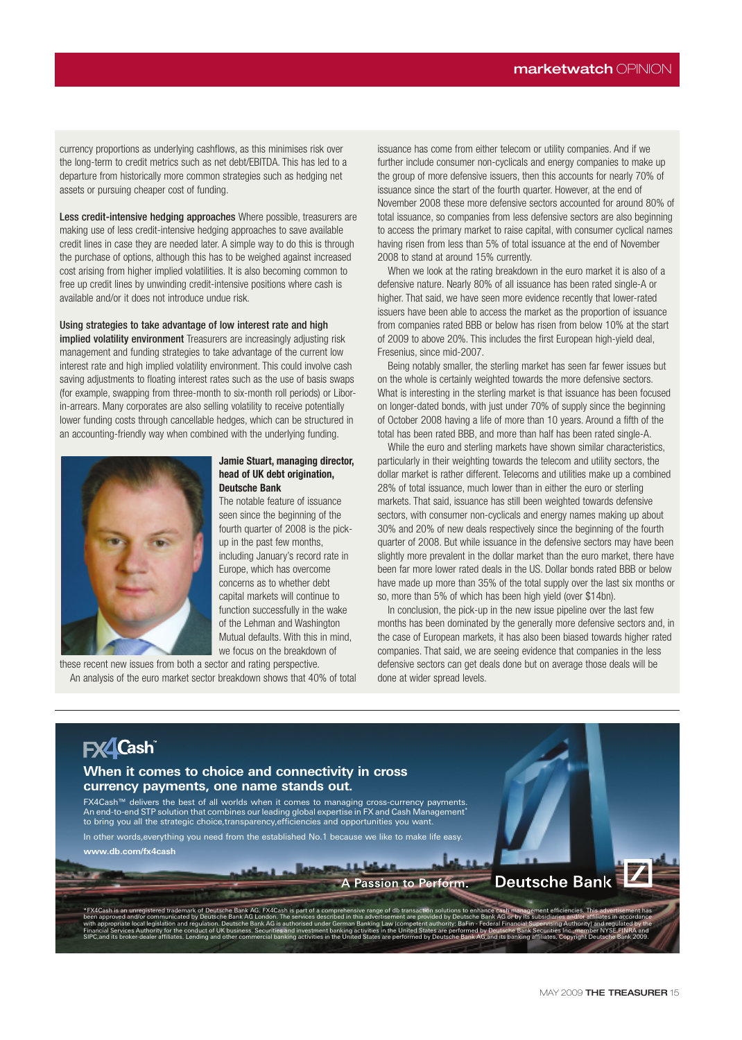currency proportions as underlying cashflows, as this minimises risk over the long-term to credit metrics such as net debt/EBITDA. This has led to a departure from historically more common strategies such as hedging net assets or pursuing cheaper cost of funding.

**Less credit-intensive hedging approaches** Where possible, treasurers are making use of less credit-intensive hedging approaches to save available credit lines in case they are needed later. A simple way to do this is through the purchase of options, although this has to be weighed against increased cost arising from higher implied volatilities. It is also becoming common to free up credit lines by unwinding credit-intensive positions where cash is available and/or it does not introduce undue risk.

**Using strategies to take advantage of low interest rate and high implied volatility environment** Treasurers are increasingly adjusting risk management and funding strategies to take advantage of the current low interest rate and high implied volatility environment. This could involve cash saving adjustments to floating interest rates such as the use of basis swaps (for example, swapping from three-month to six-month roll periods) or Libor-in-arrears. Many corporates are also selling volatility to receive potentially lower funding costs through cancellable hedges, which can be structured in an accounting-friendly way when combined with the underlying funding.

**Jamie Stuart, managing director, head of UK debt origination, Deutsche Bank**

The notable feature of issuance seen since the beginning of the fourth quarter of 2008 is the pick-up in the past few months, including January's record rate in Europe, which has overcome concerns as to whether debt capital markets will continue to function successfully in the wake of the Lehman and Washington Mutual defaults. With this in mind, we focus on the breakdown of these recent new issues from both a sector and rating perspective.

An analysis of the euro market sector breakdown shows that 40% of total issuance has come from either telecom or utility companies. And if we further include consumer non-cyclicals and energy companies to make up the group of more defensive issuers, then this accounts for nearly 70% of issuance since the start of the fourth quarter. However, at the end of November 2008 these more defensive sectors accounted for around 80% of total issuance, so companies from less defensive sectors are also beginning to access the primary market to raise capital, with consumer cyclical names having risen from less than 5% of total issuance at the end of November 2008 to stand at around 15% currently.

When we look at the rating breakdown in the euro market it is also of a defensive nature. Nearly 80% of all issuance has been rated single-A or higher. That said, we have seen more evidence recently that lower-rated issuers have been able to access the market as the proportion of issuance from companies rated BBB or below has risen from below 10% at the start of 2009 to above 20%. This includes the first European high-yield deal, Fresenius, since mid-2007.

Being notably smaller, the sterling market has seen far fewer issues but on the whole is certainly weighted towards the more defensive sectors. What is interesting in the sterling market is that issuance has been focused on longer-dated bonds, with just under 70% of supply since the beginning of October 2008 having a life of more than 10 years. Around a fifth of the total has been rated BBB, and more than half has been rated single-A.

While the euro and sterling markets have shown similar characteristics, particularly in their weighting towards the telecom and utility sectors, the dollar market is rather different. Telecoms and utilities make up a combined 28% of total issuance, much lower than in either the euro or sterling markets. That said, issuance has still been weighted towards defensive sectors, with consumer non-cyclicals and energy names making up about 30% and 20% of new deals respectively since the beginning of the fourth quarter of 2008. But while issuance in the defensive sectors may have been slightly more prevalent in the dollar market than the euro market, there have been far more lower rated deals in the US. Dollar bonds rated BBB or below have made up more than 35% of the total supply over the last six months or so, more than 5% of which has been high yield (over $14bn).

In conclusion, the pick-up in the new issue pipeline over the last few months has been dominated by the generally more defensive sectors and, in the case of European markets, it has also been biased towards higher rated companies. That said, we are seeing evidence that companies in the less defensive sectors can get deals done but on average those deals will be done at wider spread levels.

FX4Cash™

**When it comes to choice and connectivity in cross currency payments, one name stands out.**

FX4Cash™ delivers the best of all worlds when it comes to managing cross-currency payments. An end-to-end STP solution that combines our leading global expertise in FX and Cash Management* to bring you all the strategic choice,transparency,efficiencies and opportunities you want.

In other words,everything you need from the established No.1 because we like to make life easy.

**www.db.com/fx4cash**

A Passion to Perform. Deutsche Bank

*FX4Cash is an unregistered trademark of Deutsche Bank AG. FX4Cash is part of a comprehensive range of db transaction solutions to enhance cash management efficiencies. This advertisement has been approved and/or communicated by Deutsche Bank AG London. The services described in this advertisement are provided by Deutsche Bank AG or by its subsidiaries and/or affiliates in accordance with appropriate local legislation and regulation. Deutsche Bank AG is authorised under German Banking Law (competent authority: BaFin - Federal Financial Supervising Authority) and regulated by the Financial Services Authority for the conduct of UK business. Securities and investment banking activities in the United States are performed by Deutsche Bank Securities Inc., member NYSE FINRA and SIPC,and its broker-dealer affiliates. Lending and other commercial banking activities in the United States are performed by Deutsche Bank AG,and its banking affiliates. Copyright Deutsche Bank 2009.